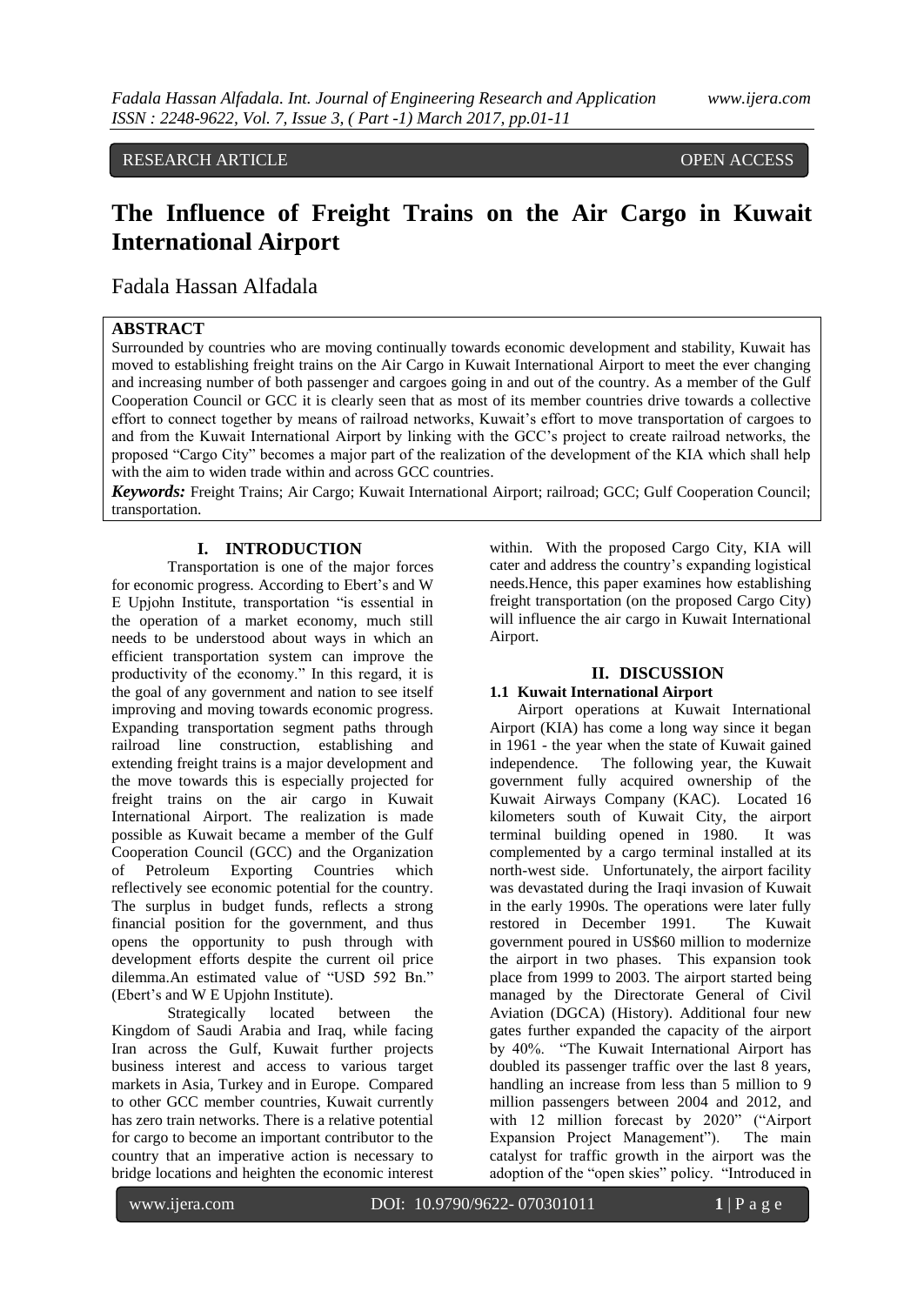RESEARCH ARTICLE OPEN ACCESS

# The Influence of Freight Trains on the Air Cargo in Kuwait International Airport

Fadala Hassan Alfadala

## ABSTRACT

Surrounded by countries who are moving continually towards economic development and stability, Kuwait has moved to establishing freight trains on the Air Cargo in Kuwait International Airport to meet the ever changing and increasing number of both passenger and cargoes going in and out of the country. As a member of the Gulf Cooperation Council or GCC it is clearly seen that as most of its member countries drive towards a collective effort to connect together by means of railroad networks, Kuwait's effort to move transportation of cargoes to and from the Kuwait International Airport by linking with the GCC's project to create railroad networks, the proposed "Cargo City" becomes a major part of the realization of the development of the KIA which shall help with the aim to widen trade within and across GCC countries.

***Keywords:*** Freight Trains; Air Cargo; Kuwait International Airport; railroad; GCC; Gulf Cooperation Council; transportation.

## I. INTRODUCTION

Transportation is one of the major forces for economic progress. According to Ebert's and W E Upjohn Institute, transportation "is essential in the operation of a market economy, much still needs to be understood about ways in which an efficient transportation system can improve the productivity of the economy." In this regard, it is the goal of any government and nation to see itself improving and moving towards economic progress. Expanding transportation segment paths through railroad line construction, establishing and extending freight trains is a major development and the move towards this is especially projected for freight trains on the air cargo in Kuwait International Airport. The realization is made possible as Kuwait became a member of the Gulf Cooperation Council (GCC) and the Organization of Petroleum Exporting Countries which reflectively see economic potential for the country. The surplus in budget funds, reflects a strong financial position for the government, and thus opens the opportunity to push through with development efforts despite the current oil price dilemma.An estimated value of "USD 592 Bn." (Ebert's and W E Upjohn Institute).

Strategically located between the Kingdom of Saudi Arabia and Iraq, while facing Iran across the Gulf, Kuwait further projects business interest and access to various target markets in Asia, Turkey and in Europe. Compared to other GCC member countries, Kuwait currently has zero train networks. There is a relative potential for cargo to become an important contributor to the country that an imperative action is necessary to bridge locations and heighten the economic interest within. With the proposed Cargo City, KIA will cater and address the country's expanding logistical needs.Hence, this paper examines how establishing freight transportation (on the proposed Cargo City) will influence the air cargo in Kuwait International Airport.

## II. DISCUSSION

### 1.1 Kuwait International Airport

Airport operations at Kuwait International Airport (KIA) has come a long way since it began in 1961 - the year when the state of Kuwait gained independence. The following year, the Kuwait government fully acquired ownership of the Kuwait Airways Company (KAC). Located 16 kilometers south of Kuwait City, the airport terminal building opened in 1980. It was complemented by a cargo terminal installed at its north-west side. Unfortunately, the airport facility was devastated during the Iraqi invasion of Kuwait in the early 1990s. The operations were later fully restored in December 1991. The Kuwait government poured in US$60 million to modernize the airport in two phases. This expansion took place from 1999 to 2003. The airport started being managed by the Directorate General of Civil Aviation (DGCA) (History). Additional four new gates further expanded the capacity of the airport by 40%. "The Kuwait International Airport has doubled its passenger traffic over the last 8 years, handling an increase from less than 5 million to 9 million passengers between 2004 and 2012, and with 12 million forecast by 2020" ("Airport Expansion Project Management"). The main catalyst for traffic growth in the airport was the adoption of the "open skies" policy. "Introduced in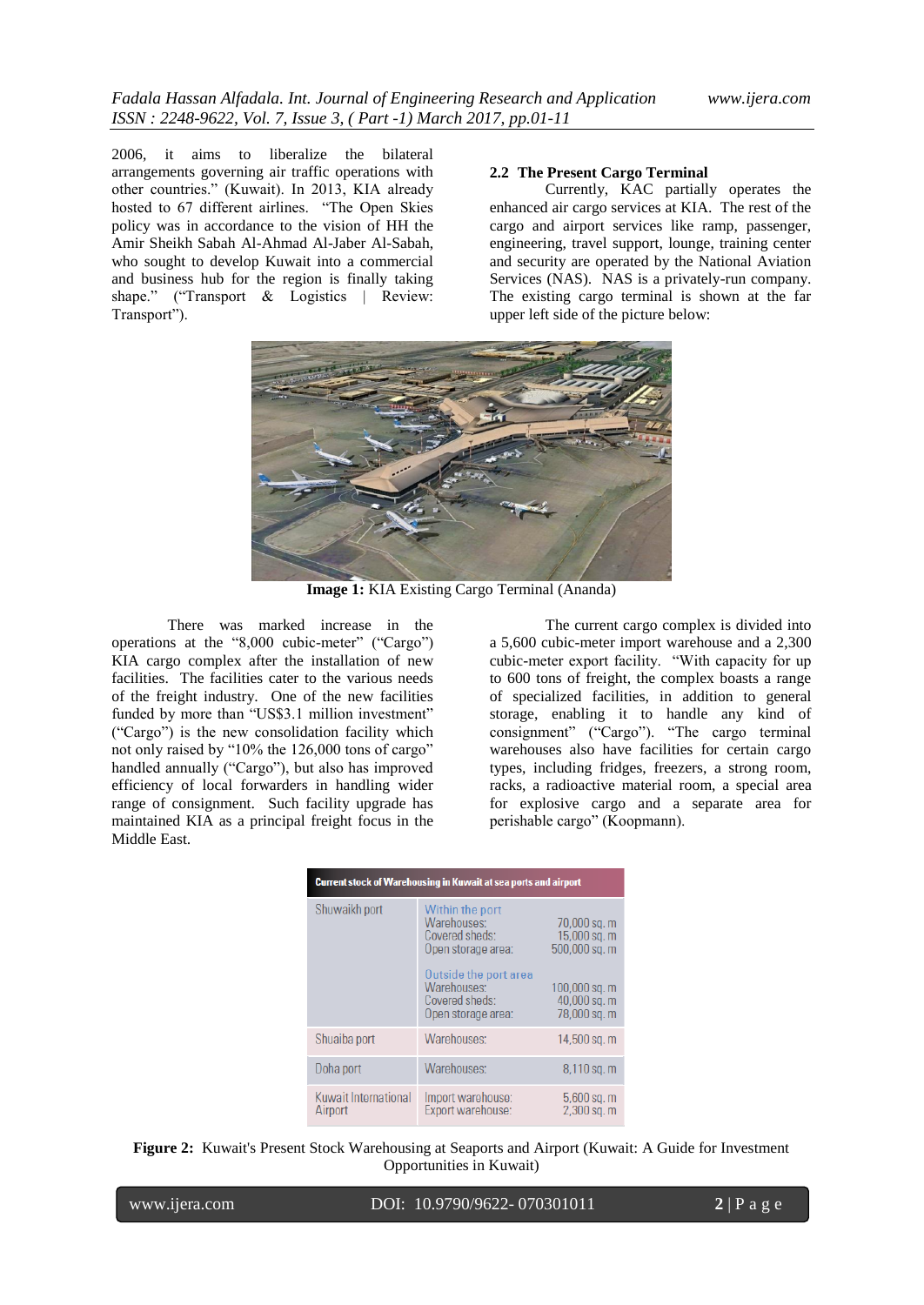2006, it aims to liberalize the bilateral arrangements governing air traffic operations with other countries." (Kuwait). In 2013, KIA already hosted to 67 different airlines. "The Open Skies policy was in accordance to the vision of HH the Amir Sheikh Sabah Al-Ahmad Al-Jaber Al-Sabah, who sought to develop Kuwait into a commercial and business hub for the region is finally taking shape." ("Transport & Logistics | Review: Transport").

### 2.2 The Present Cargo Terminal

Currently, KAC partially operates the enhanced air cargo services at KIA. The rest of the cargo and airport services like ramp, passenger, engineering, travel support, lounge, training center and security are operated by the National Aviation Services (NAS). NAS is a privately-run company. The existing cargo terminal is shown at the far upper left side of the picture below:

**Image 1:** KIA Existing Cargo Terminal (Ananda)

There was marked increase in the operations at the "8,000 cubic-meter" ("Cargo") KIA cargo complex after the installation of new facilities. The facilities cater to the various needs of the freight industry. One of the new facilities funded by more than "US$3.1 million investment" ("Cargo") is the new consolidation facility which not only raised by "10% the 126,000 tons of cargo" handled annually ("Cargo"), but also has improved efficiency of local forwarders in handling wider range of consignment. Such facility upgrade has maintained KIA as a principal freight focus in the Middle East.

The current cargo complex is divided into a 5,600 cubic-meter import warehouse and a 2,300 cubic-meter export facility. "With capacity for up to 600 tons of freight, the complex boasts a range of specialized facilities, in addition to general storage, enabling it to handle any kind of consignment" ("Cargo"). "The cargo terminal warehouses also have facilities for certain cargo types, including fridges, freezers, a strong room, racks, a radioactive material room, a special area for explosive cargo and a separate area for perishable cargo" (Koopmann).

| Current stock of Warehousing in Kuwait at sea ports and airport | | |
|---|---|---|
| Shuwaikh port | Within the port | |
| | Warehouses: | 70,000 sq. m |
| | Covered sheds: | 15,000 sq. m |
| | Open storage area: | 500,000 sq. m |
| | Outside the port area | |
| | Warehouses: | 100,000 sq. m |
| | Covered sheds: | 40,000 sq. m |
| | Open storage area: | 78,000 sq. m |
| Shuaiba port | Warehouses: | 14,500 sq. m |
| Doha port | Warehouses: | 8,110 sq. m |
| Kuwait International Airport | Import warehouse: | 5,600 sq. m |
| | Export warehouse: | 2,300 sq. m |

**Figure 2:** Kuwait's Present Stock Warehousing at Seaports and Airport (Kuwait: A Guide for Investment Opportunities in Kuwait)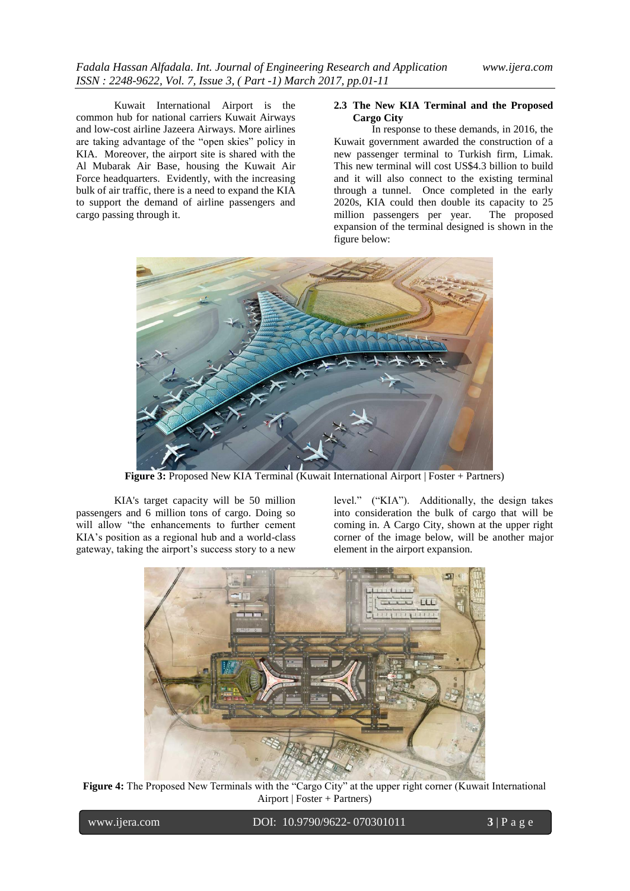Kuwait International Airport is the common hub for national carriers Kuwait Airways and low-cost airline Jazeera Airways. More airlines are taking advantage of the "open skies" policy in KIA. Moreover, the airport site is shared with the Al Mubarak Air Base, housing the Kuwait Air Force headquarters. Evidently, with the increasing bulk of air traffic, there is a need to expand the KIA to support the demand of airline passengers and cargo passing through it.

### 2.3 The New KIA Terminal and the Proposed Cargo City

In response to these demands, in 2016, the Kuwait government awarded the construction of a new passenger terminal to Turkish firm, Limak. This new terminal will cost US$4.3 billion to build and it will also connect to the existing terminal through a tunnel. Once completed in the early 2020s, KIA could then double its capacity to 25 million passengers per year. The proposed expansion of the terminal designed is shown in the figure below:

**Figure 3:** Proposed New KIA Terminal (Kuwait International Airport | Foster + Partners)

KIA's target capacity will be 50 million passengers and 6 million tons of cargo. Doing so will allow "the enhancements to further cement KIA's position as a regional hub and a world-class gateway, taking the airport's success story to a new level." ("KIA"). Additionally, the design takes into consideration the bulk of cargo that will be coming in. A Cargo City, shown at the upper right corner of the image below, will be another major element in the airport expansion.

**Figure 4:** The Proposed New Terminals with the "Cargo City" at the upper right corner (Kuwait International Airport | Foster + Partners)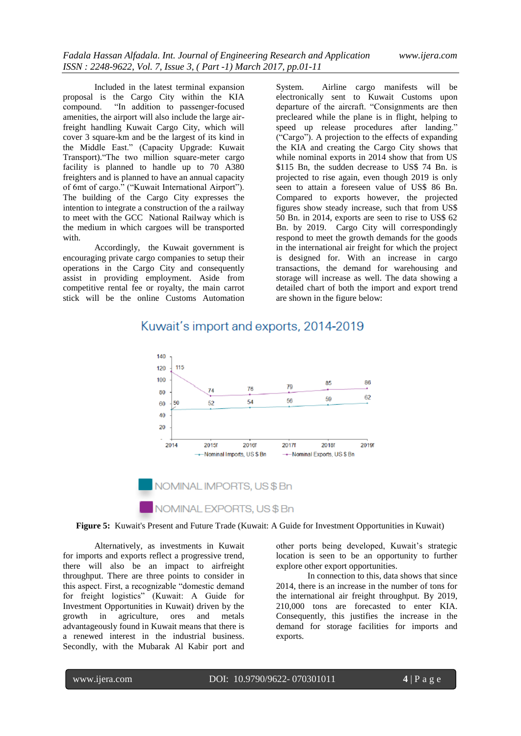Included in the latest terminal expansion proposal is the Cargo City within the KIA compound. "In addition to passenger-focused amenities, the airport will also include the large air-freight handling Kuwait Cargo City, which will cover 3 square-km and be the largest of its kind in the Middle East." (Capacity Upgrade: Kuwait Transport)."The two million square-meter cargo facility is planned to handle up to 70 A380 freighters and is planned to have an annual capacity of 6mt of cargo." ("Kuwait International Airport"). The building of the Cargo City expresses the intention to integrate a construction of the a railway to meet with the GCC National Railway which is the medium in which cargoes will be transported with.

Accordingly, the Kuwait government is encouraging private cargo companies to setup their operations in the Cargo City and consequently assist in providing employment. Aside from competitive rental fee or royalty, the main carrot stick will be the online Customs Automation System. Airline cargo manifests will be electronically sent to Kuwait Customs upon departure of the aircraft. "Consignments are then precleared while the plane is in flight, helping to speed up release procedures after landing." ("Cargo"). A projection to the effects of expanding the KIA and creating the Cargo City shows that while nominal exports in 2014 show that from US $115 Bn, the sudden decrease to US$ 74 Bn. is projected to rise again, even though 2019 is only seen to attain a foreseen value of US$ 86 Bn. Compared to exports however, the projected figures show steady increase, such that from US$ 50 Bn. in 2014, exports are seen to rise to US$ 62 Bn. by 2019. Cargo City will correspondingly respond to meet the growth demands for the goods in the international air freight for which the project is designed for. With an increase in cargo transactions, the demand for warehousing and storage will increase as well. The data showing a detailed chart of both the import and export trend are shown in the figure below:

**Kuwait's import and exports, 2014-2019**

| Year | Nominal Imports, US $ Bn | Nominal Exports, US $ Bn |
|---|---|---|
| 2014 | 50 | 115 |
| 2015f | 52 | 74 |
| 2016f | 54 | 76 |
| 2017f | 56 | 79 |
| 2018f | 59 | 85 |
| 2019f | 62 | 86 |

NOMINAL IMPORTS, US $ Bn

NOMINAL EXPORTS, US $ Bn

**Figure 5:** Kuwait's Present and Future Trade (Kuwait: A Guide for Investment Opportunities in Kuwait)

Alternatively, as investments in Kuwait for imports and exports reflect a progressive trend, there will also be an impact to airfreight throughput. There are three points to consider in this aspect. First, a recognizable "domestic demand for freight logistics" (Kuwait: A Guide for Investment Opportunities in Kuwait) driven by the growth in agriculture, ores and metals advantageously found in Kuwait means that there is a renewed interest in the industrial business. Secondly, with the Mubarak Al Kabir port and other ports being developed, Kuwait's strategic location is seen to be an opportunity to further explore other export opportunities.

In connection to this, data shows that since 2014, there is an increase in the number of tons for the international air freight throughput. By 2019, 210,000 tons are forecasted to enter KIA. Consequently, this justifies the increase in the demand for storage facilities for imports and exports.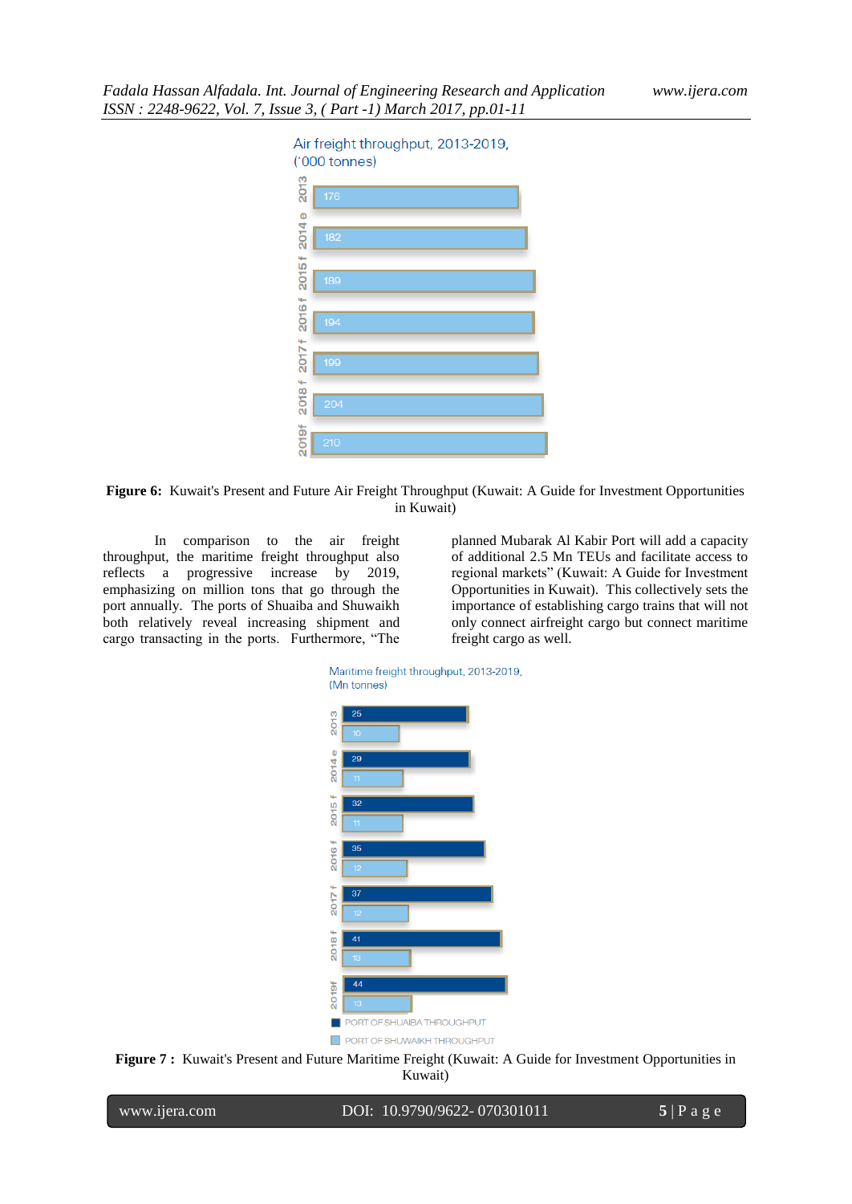Air freight throughput, 2013-2019, ('000 tonnes)

| Year | Throughput |
|---|---|
| 2013 | 178 |
| 2014 e | 182 |
| 2015 f | 189 |
| 2016 f | 194 |
| 2017 f | 199 |
| 2018 f | 204 |
| 2019f | 210 |

**Figure 6:** Kuwait's Present and Future Air Freight Throughput (Kuwait: A Guide for Investment Opportunities in Kuwait)

In comparison to the air freight throughput, the maritime freight throughput also reflects a progressive increase by 2019, emphasizing on million tons that go through the port annually. The ports of Shuaiba and Shuwaikh both relatively reveal increasing shipment and cargo transacting in the ports. Furthermore, "The planned Mubarak Al Kabir Port will add a capacity of additional 2.5 Mn TEUs and facilitate access to regional markets" (Kuwait: A Guide for Investment Opportunities in Kuwait). This collectively sets the importance of establishing cargo trains that will not only connect airfreight cargo but connect maritime freight cargo as well.

Maritime freight throughput, 2013-2019, (Mn tonnes)

| Year | Port of Shuaiba Throughput | Port of Shuwaikh Throughput |
|---|---|---|
| 2013 | 25 | 10 |
| 2014 e | 29 | 11 |
| 2015 f | 32 | 11 |
| 2016 f | 35 | 12 |
| 2017 f | 37 | 12 |
| 2018 f | 41 | 13 |
| 2019f | 44 | 13 |

**Figure 7 :** Kuwait's Present and Future Maritime Freight (Kuwait: A Guide for Investment Opportunities in Kuwait)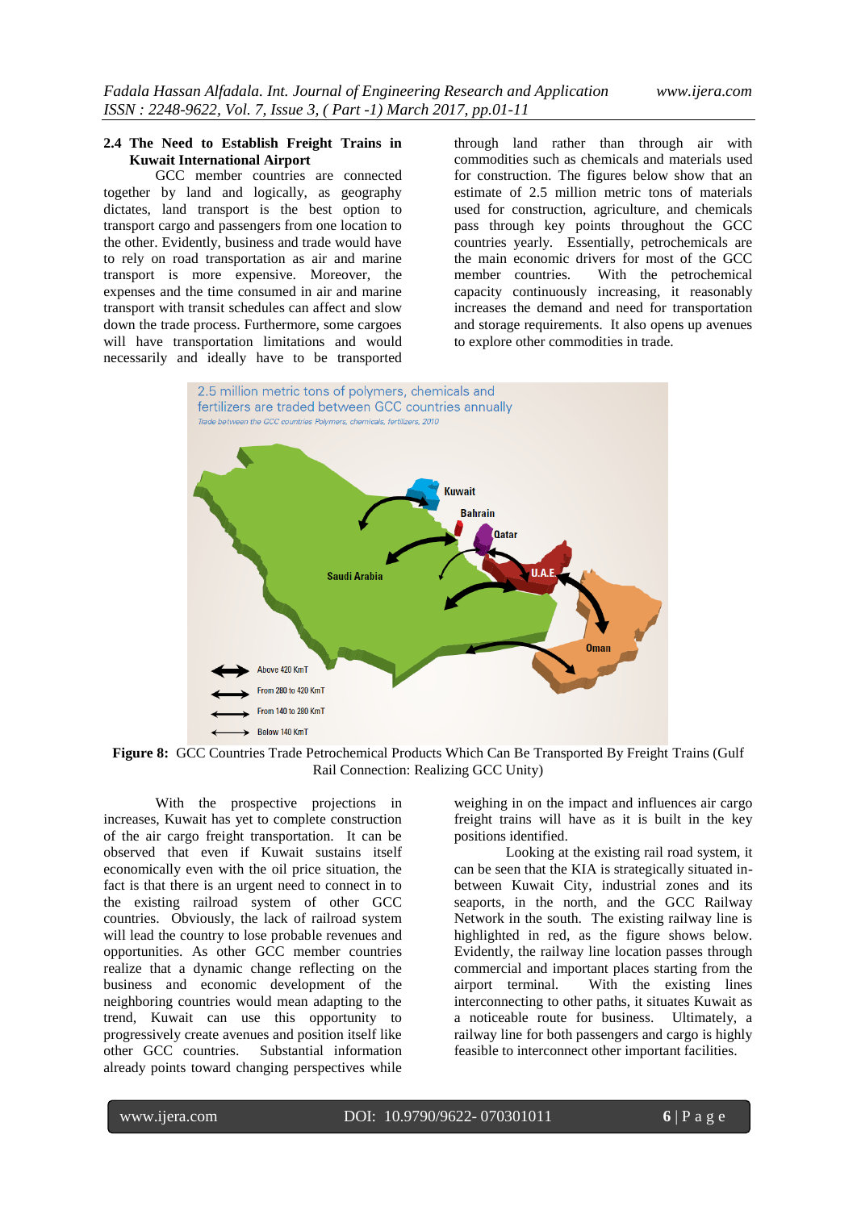### 2.4 The Need to Establish Freight Trains in Kuwait International Airport

GCC member countries are connected together by land and logically, as geography dictates, land transport is the best option to transport cargo and passengers from one location to the other. Evidently, business and trade would have to rely on road transportation as air and marine transport is more expensive. Moreover, the expenses and the time consumed in air and marine transport with transit schedules can affect and slow down the trade process. Furthermore, some cargoes will have transportation limitations and would necessarily and ideally have to be transported through land rather than through air with commodities such as chemicals and materials used for construction. The figures below show that an estimate of 2.5 million metric tons of materials used for construction, agriculture, and chemicals pass through key points throughout the GCC countries yearly. Essentially, petrochemicals are the main economic drivers for most of the GCC member countries. With the petrochemical capacity continuously increasing, it reasonably increases the demand and need for transportation and storage requirements. It also opens up avenues to explore other commodities in trade.

**Figure 8:** GCC Countries Trade Petrochemical Products Which Can Be Transported By Freight Trains (Gulf Rail Connection: Realizing GCC Unity)

With the prospective projections in increases, Kuwait has yet to complete construction of the air cargo freight transportation. It can be observed that even if Kuwait sustains itself economically even with the oil price situation, the fact is that there is an urgent need to connect in to the existing railroad system of other GCC countries. Obviously, the lack of railroad system will lead the country to lose probable revenues and opportunities. As other GCC member countries realize that a dynamic change reflecting on the business and economic development of the neighboring countries would mean adapting to the trend, Kuwait can use this opportunity to progressively create avenues and position itself like other GCC countries. Substantial information already points toward changing perspectives while weighing in on the impact and influences air cargo freight trains will have as it is built in the key positions identified.

Looking at the existing rail road system, it can be seen that the KIA is strategically situated in-between Kuwait City, industrial zones and its seaports, in the north, and the GCC Railway Network in the south. The existing railway line is highlighted in red, as the figure shows below. Evidently, the railway line location passes through commercial and important places starting from the airport terminal. With the existing lines interconnecting to other paths, it situates Kuwait as a noticeable route for business. Ultimately, a railway line for both passengers and cargo is highly feasible to interconnect other important facilities.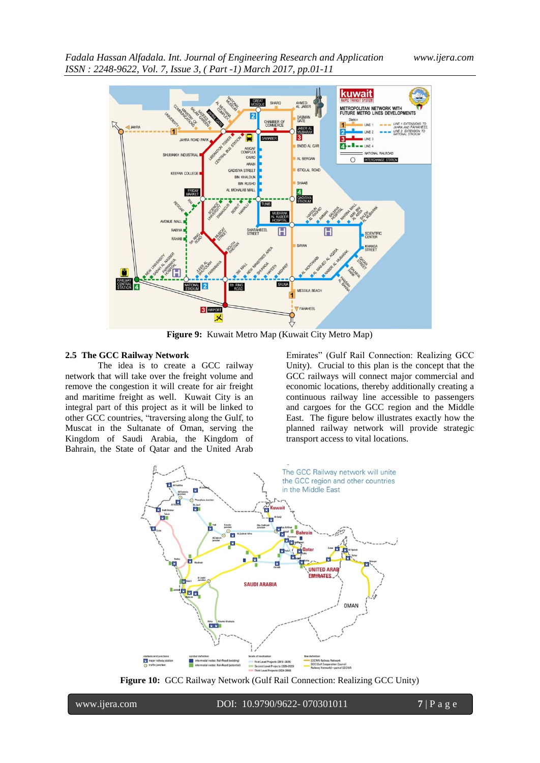**Figure 9:** Kuwait Metro Map (Kuwait City Metro Map)

## 2.5 The GCC Railway Network

The idea is to create a GCC railway network that will take over the freight volume and remove the congestion it will create for air freight and maritime freight as well. Kuwait City is an integral part of this project as it will be linked to other GCC countries, "traversing along the Gulf, to Muscat in the Sultanate of Oman, serving the Kingdom of Saudi Arabia, the Kingdom of Bahrain, the State of Qatar and the United Arab Emirates" (Gulf Rail Connection: Realizing GCC Unity). Crucial to this plan is the concept that the GCC railways will connect major commercial and economic locations, thereby additionally creating a continuous railway line accessible to passengers and cargoes for the GCC region and the Middle East. The figure below illustrates exactly how the planned railway network will provide strategic transport access to vital locations.

**Figure 10:** GCC Railway Network (Gulf Rail Connection: Realizing GCC Unity)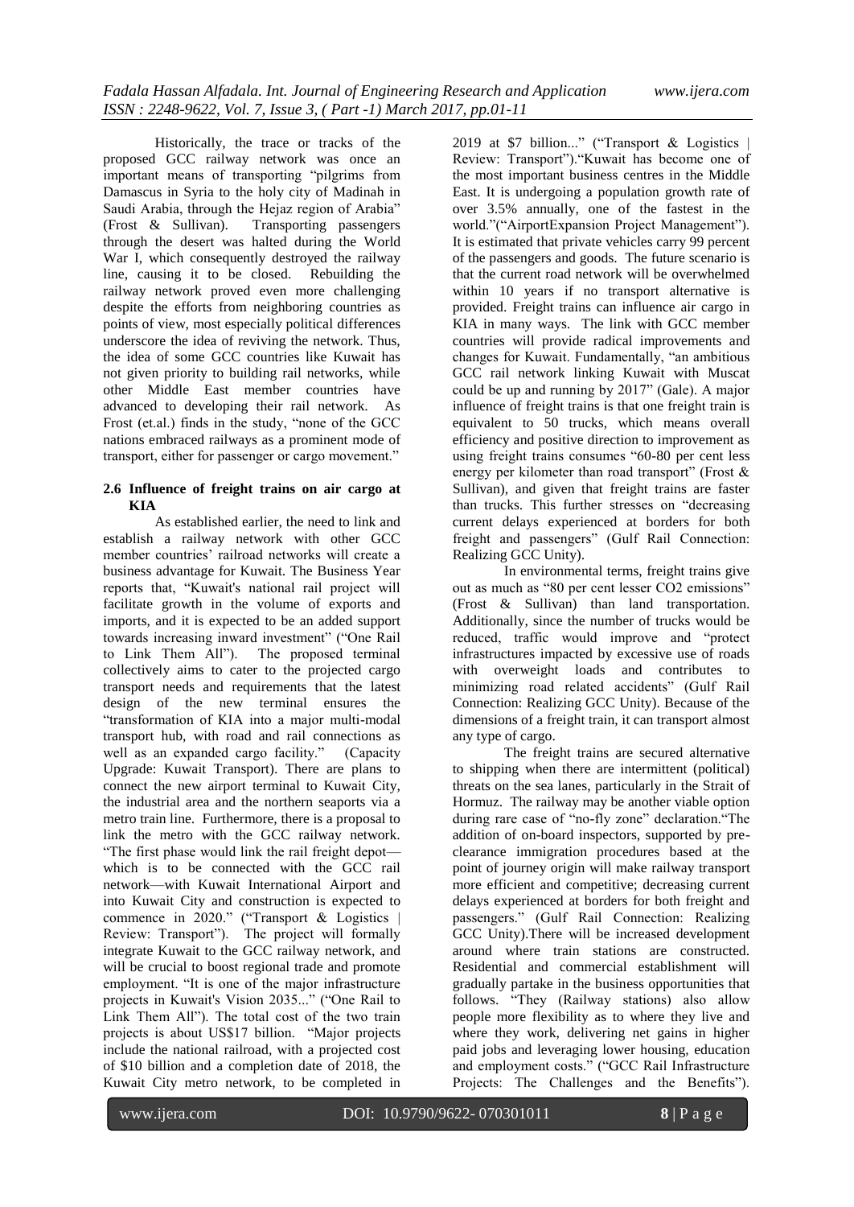Historically, the trace or tracks of the proposed GCC railway network was once an important means of transporting "pilgrims from Damascus in Syria to the holy city of Madinah in Saudi Arabia, through the Hejaz region of Arabia" (Frost & Sullivan). Transporting passengers through the desert was halted during the World War I, which consequently destroyed the railway line, causing it to be closed. Rebuilding the railway network proved even more challenging despite the efforts from neighboring countries as points of view, most especially political differences underscore the idea of reviving the network. Thus, the idea of some GCC countries like Kuwait has not given priority to building rail networks, while other Middle East member countries have advanced to developing their rail network. As Frost (et.al.) finds in the study, "none of the GCC nations embraced railways as a prominent mode of transport, either for passenger or cargo movement."

### 2.6 Influence of freight trains on air cargo at KIA

As established earlier, the need to link and establish a railway network with other GCC member countries' railroad networks will create a business advantage for Kuwait. The Business Year reports that, "Kuwait's national rail project will facilitate growth in the volume of exports and imports, and it is expected to be an added support towards increasing inward investment" ("One Rail to Link Them All"). The proposed terminal collectively aims to cater to the projected cargo transport needs and requirements that the latest design of the new terminal ensures the "transformation of KIA into a major multi-modal transport hub, with road and rail connections as well as an expanded cargo facility." (Capacity Upgrade: Kuwait Transport). There are plans to connect the new airport terminal to Kuwait City, the industrial area and the northern seaports via a metro train line. Furthermore, there is a proposal to link the metro with the GCC railway network. "The first phase would link the rail freight depot—which is to be connected with the GCC rail network—with Kuwait International Airport and into Kuwait City and construction is expected to commence in 2020." ("Transport & Logistics | Review: Transport"). The project will formally integrate Kuwait to the GCC railway network, and will be crucial to boost regional trade and promote employment. "It is one of the major infrastructure projects in Kuwait's Vision 2035..." ("One Rail to Link Them All"). The total cost of the two train projects is about US$17 billion. "Major projects include the national railroad, with a projected cost of $10 billion and a completion date of 2018, the Kuwait City metro network, to be completed in 2019 at $7 billion..." ("Transport & Logistics | Review: Transport")."Kuwait has become one of the most important business centres in the Middle East. It is undergoing a population growth rate of over 3.5% annually, one of the fastest in the world."("AirportExpansion Project Management"). It is estimated that private vehicles carry 99 percent of the passengers and goods. The future scenario is that the current road network will be overwhelmed within 10 years if no transport alternative is provided. Freight trains can influence air cargo in KIA in many ways. The link with GCC member countries will provide radical improvements and changes for Kuwait. Fundamentally, "an ambitious GCC rail network linking Kuwait with Muscat could be up and running by 2017" (Gale). A major influence of freight trains is that one freight train is equivalent to 50 trucks, which means overall efficiency and positive direction to improvement as using freight trains consumes "60-80 per cent less energy per kilometer than road transport" (Frost & Sullivan), and given that freight trains are faster than trucks. This further stresses on "decreasing current delays experienced at borders for both freight and passengers" (Gulf Rail Connection: Realizing GCC Unity).

In environmental terms, freight trains give out as much as "80 per cent lesser CO2 emissions" (Frost & Sullivan) than land transportation. Additionally, since the number of trucks would be reduced, traffic would improve and "protect infrastructures impacted by excessive use of roads with overweight loads and contributes to minimizing road related accidents" (Gulf Rail Connection: Realizing GCC Unity). Because of the dimensions of a freight train, it can transport almost any type of cargo.

The freight trains are secured alternative to shipping when there are intermittent (political) threats on the sea lanes, particularly in the Strait of Hormuz. The railway may be another viable option during rare case of "no-fly zone" declaration."The addition of on-board inspectors, supported by pre-clearance immigration procedures based at the point of journey origin will make railway transport more efficient and competitive; decreasing current delays experienced at borders for both freight and passengers." (Gulf Rail Connection: Realizing GCC Unity).There will be increased development around where train stations are constructed. Residential and commercial establishment will gradually partake in the business opportunities that follows. "They (Railway stations) also allow people more flexibility as to where they live and where they work, delivering net gains in higher paid jobs and leveraging lower housing, education and employment costs." ("GCC Rail Infrastructure Projects: The Challenges and the Benefits").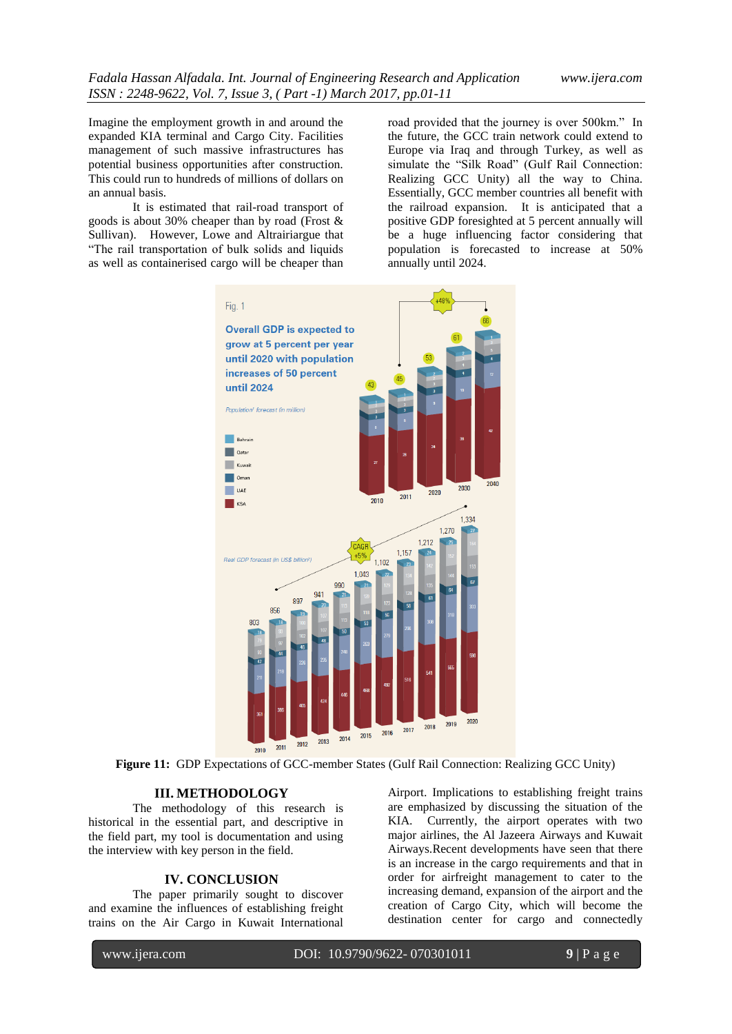Imagine the employment growth in and around the expanded KIA terminal and Cargo City. Facilities management of such massive infrastructures has potential business opportunities after construction. This could run to hundreds of millions of dollars on an annual basis.

It is estimated that rail-road transport of goods is about 30% cheaper than by road (Frost & Sullivan). However, Lowe and Altrairiargue that "The rail transportation of bulk solids and liquids as well as containerised cargo will be cheaper than road provided that the journey is over 500km." In the future, the GCC train network could extend to Europe via Iraq and through Turkey, as well as simulate the "Silk Road" (Gulf Rail Connection: Realizing GCC Unity) all the way to China. Essentially, GCC member countries all benefit with the railroad expansion. It is anticipated that a positive GDP foresighted at 5 percent annually will be a huge influencing factor considering that population is forecasted to increase at 50% annually until 2024.

**Figure 11:** GDP Expectations of GCC-member States (Gulf Rail Connection: Realizing GCC Unity)

## III. METHODOLOGY

The methodology of this research is historical in the essential part, and descriptive in the field part, my tool is documentation and using the interview with key person in the field.

## IV. CONCLUSION

The paper primarily sought to discover and examine the influences of establishing freight trains on the Air Cargo in Kuwait International Airport. Implications to establishing freight trains are emphasized by discussing the situation of the KIA. Currently, the airport operates with two major airlines, the Al Jazeera Airways and Kuwait Airways.Recent developments have seen that there is an increase in the cargo requirements and that in order for airfreight management to cater to the increasing demand, expansion of the airport and the creation of Cargo City, which will become the destination center for cargo and connectedly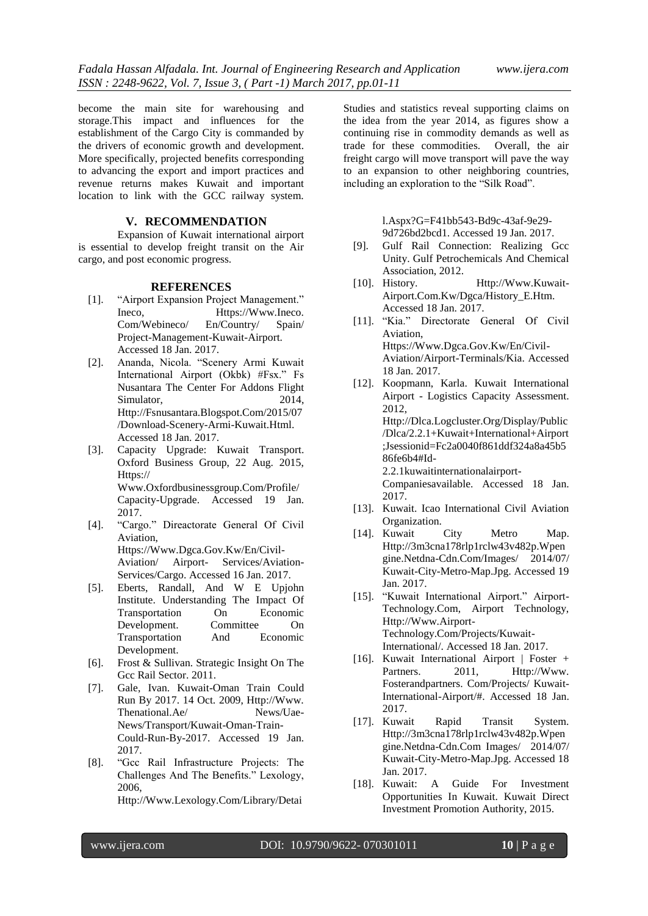become the main site for warehousing and storage.This impact and influences for the establishment of the Cargo City is commanded by the drivers of economic growth and development. More specifically, projected benefits corresponding to advancing the export and import practices and revenue returns makes Kuwait and important location to link with the GCC railway system. Studies and statistics reveal supporting claims on the idea from the year 2014, as figures show a continuing rise in commodity demands as well as trade for these commodities. Overall, the air freight cargo will move transport will pave the way to an expansion to other neighboring countries, including an exploration to the "Silk Road".

## V. RECOMMENDATION

Expansion of Kuwait international airport is essential to develop freight transit on the Air cargo, and post economic progress.

## REFERENCES

[1]. "Airport Expansion Project Management." Ineco, Https://Www.Ineco. Com/Webineco/ En/Country/ Spain/ Project-Management-Kuwait-Airport. Accessed 18 Jan. 2017.

[2]. Ananda, Nicola. "Scenery Armi Kuwait International Airport (Okbk) #Fsx." Fs Nusantara The Center For Addons Flight Simulator, 2014, Http://Fsnusantara.Blogspot.Com/2015/07 /Download-Scenery-Armi-Kuwait.Html. Accessed 18 Jan. 2017.

[3]. Capacity Upgrade: Kuwait Transport. Oxford Business Group, 22 Aug. 2015, Https:// Www.Oxfordbusinessgroup.Com/Profile/ Capacity-Upgrade. Accessed 19 Jan. 2017.

[4]. "Cargo." Direactorate General Of Civil Aviation, Https://Www.Dgca.Gov.Kw/En/Civil-Aviation/ Airport- Services/Aviation-Services/Cargo. Accessed 16 Jan. 2017.

[5]. Eberts, Randall, And W E Upjohn Institute. Understanding The Impact Of Transportation On Economic Development. Committee On Transportation And Economic Development.

[6]. Frost & Sullivan. Strategic Insight On The Gcc Rail Sector. 2011.

[7]. Gale, Ivan. Kuwait-Oman Train Could Run By 2017. 14 Oct. 2009, Http://Www. Thenational.Ae/ News/Uae-News/Transport/Kuwait-Oman-Train-Could-Run-By-2017. Accessed 19 Jan. 2017.

[8]. "Gcc Rail Infrastructure Projects: The Challenges And The Benefits." Lexology, 2006, Http://Www.Lexology.Com/Library/Detail.Aspx?G=F41bb543-Bd9c-43af-9e29-9d726bd2bcd1. Accessed 19 Jan. 2017.

[9]. Gulf Rail Connection: Realizing Gcc Unity. Gulf Petrochemicals And Chemical Association, 2012.

[10]. History. Http://Www.Kuwait-Airport.Com.Kw/Dgca/History_E.Htm. Accessed 18 Jan. 2017.

[11]. "Kia." Directorate General Of Civil Aviation, Https://Www.Dgca.Gov.Kw/En/Civil-Aviation/Airport-Terminals/Kia. Accessed 18 Jan. 2017.

[12]. Koopmann, Karla. Kuwait International Airport - Logistics Capacity Assessment. 2012, Http://Dlca.Logcluster.Org/Display/Public /Dlca/2.2.1+Kuwait+International+Airport ;Jsessionid=Fc2a0040f861ddf324a8a45b586fe6b4#Id-2.2.1kuwaitinternationalairport-Companiesavailable. Accessed 18 Jan. 2017.

[13]. Kuwait. Icao International Civil Aviation Organization.

[14]. Kuwait City Metro Map. Http://3m3cna178rlp1rclw43v482p.Wpengine.Netdna-Cdn.Com/Images/ 2014/07/ Kuwait-City-Metro-Map.Jpg. Accessed 19 Jan. 2017.

[15]. "Kuwait International Airport." Airport-Technology.Com, Airport Technology, Http://Www.Airport-Technology.Com/Projects/Kuwait-International/. Accessed 18 Jan. 2017.

[16]. Kuwait International Airport | Foster + Partners. 2011, Http://Www. Fosterandpartners. Com/Projects/ Kuwait-International-Airport/#. Accessed 18 Jan. 2017.

[17]. Kuwait Rapid Transit System. Http://3m3cna178rlp1rclw43v482p.Wpengine.Netdna-Cdn.Com Images/ 2014/07/ Kuwait-City-Metro-Map.Jpg. Accessed 18 Jan. 2017.

[18]. Kuwait: A Guide For Investment Opportunities In Kuwait. Kuwait Direct Investment Promotion Authority, 2015.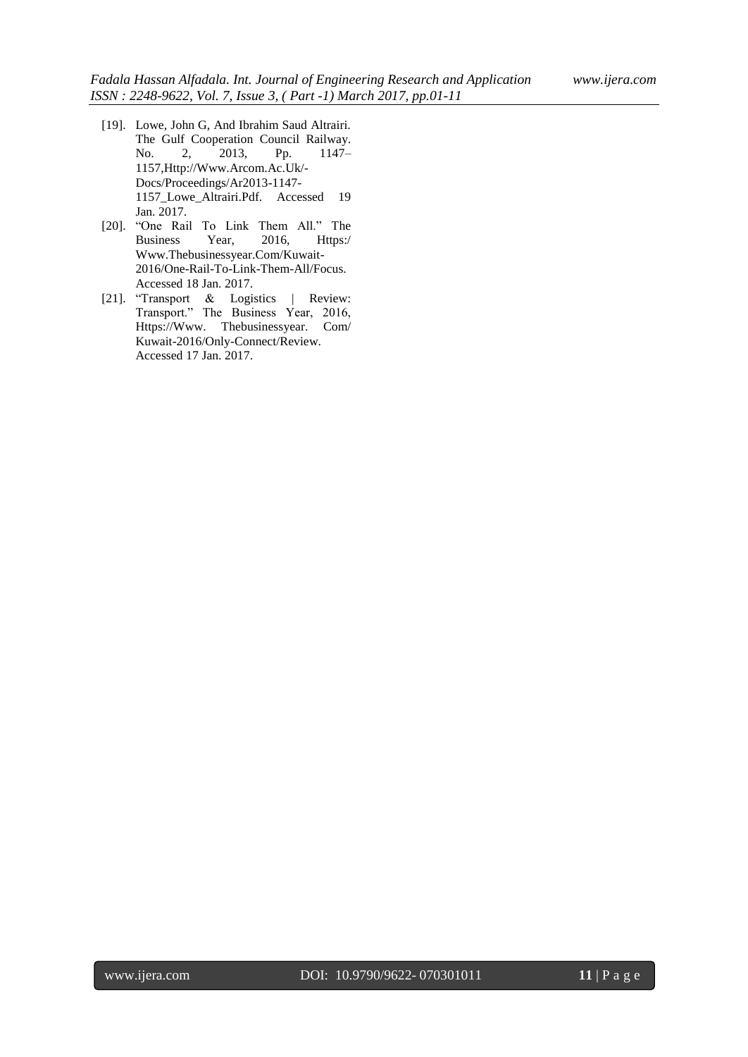[19]. Lowe, John G, And Ibrahim Saud Altrairi. The Gulf Cooperation Council Railway. No. 2, 2013, Pp. 1147–1157,Http://Www.Arcom.Ac.Uk/-Docs/Proceedings/Ar2013-1147-1157_Lowe_Altrairi.Pdf. Accessed 19 Jan. 2017.

[20]. "One Rail To Link Them All." The Business Year, 2016, Https:/ Www.Thebusinessyear.Com/Kuwait-2016/One-Rail-To-Link-Them-All/Focus. Accessed 18 Jan. 2017.

[21]. "Transport & Logistics | Review: Transport." The Business Year, 2016, Https://Www. Thebusinessyear. Com/ Kuwait-2016/Only-Connect/Review. Accessed 17 Jan. 2017.